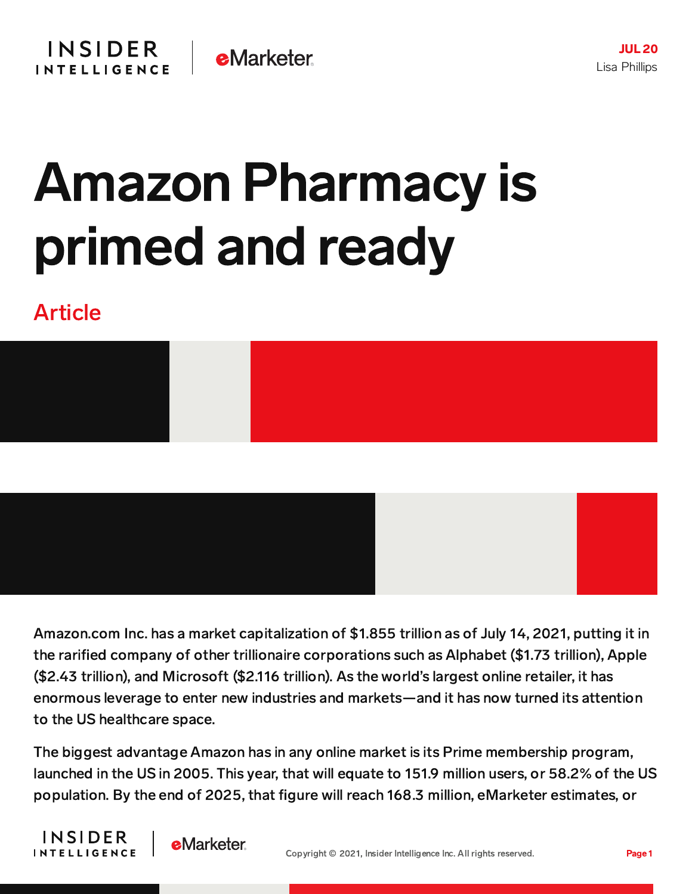JUL 20
Lisa Phillips

# Amazon Pharmacy is primed and ready

Article

Amazon.com Inc. has a market capitalization of $1.855 trillion as of July 14, 2021, putting it in the rarified company of other trillionaire corporations such as Alphabet ($1.73 trillion), Apple ($2.43 trillion), and Microsoft ($2.116 trillion). As the world's largest online retailer, it has enormous leverage to enter new industries and markets—and it has now turned its attention to the US healthcare space.

The biggest advantage Amazon has in any online market is its Prime membership program, launched in the US in 2005. This year, that will equate to 151.9 million users, or 58.2% of the US population. By the end of 2025, that figure will reach 168.3 million, eMarketer estimates, or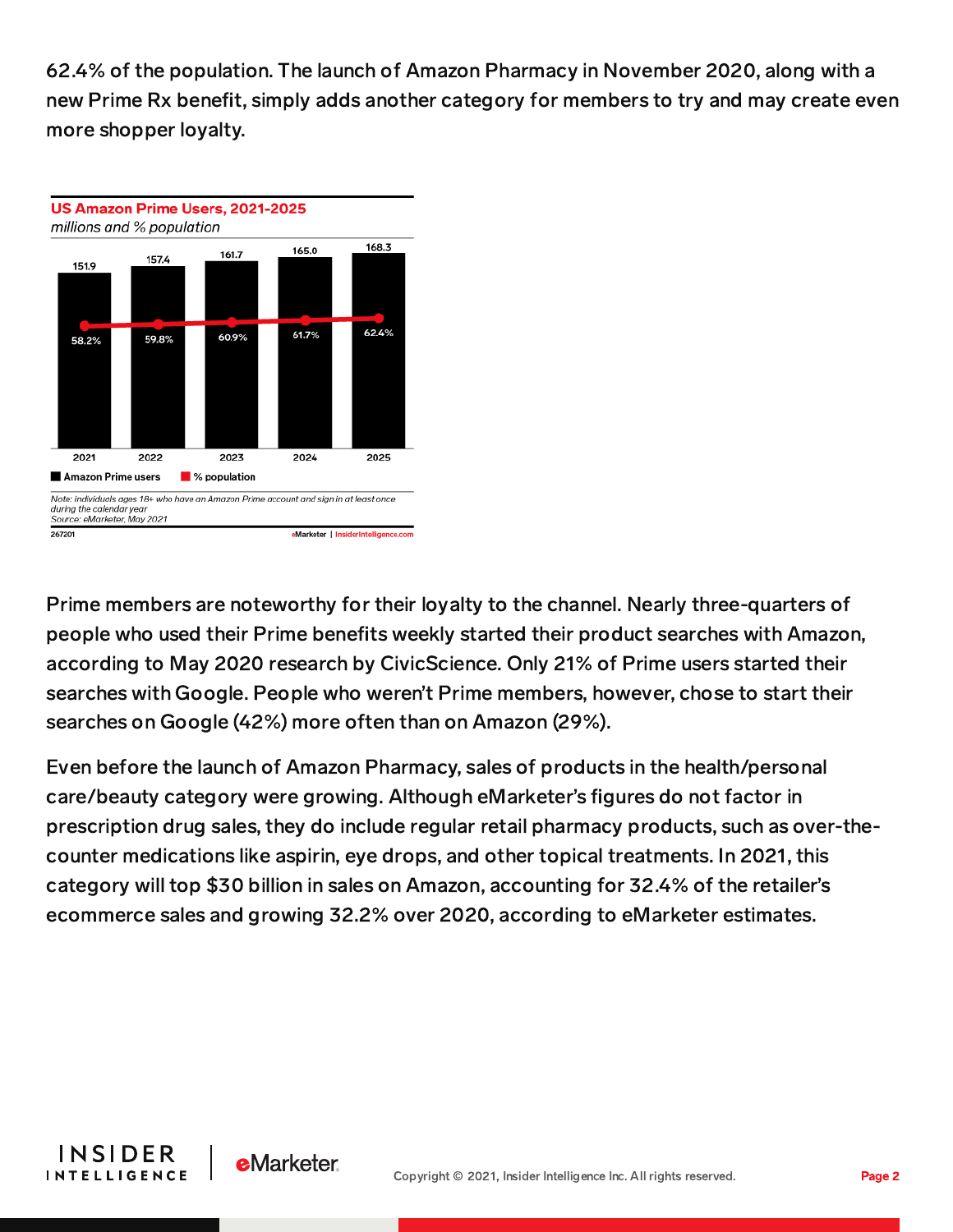62.4% of the population. The launch of Amazon Pharmacy in November 2020, along with a new Prime Rx benefit, simply adds another category for members to try and may create even more shopper loyalty.

**US Amazon Prime Users, 2021-2025**
*millions and % population*

| | 2021 | 2022 | 2023 | 2024 | 2025 |
|---|---|---|---|---|---|
| Amazon Prime users | 151.9 | 157.4 | 161.7 | 165.0 | 168.3 |
| % population | 58.2% | 59.8% | 60.9% | 61.7% | 62.4% |

*Note: individuals ages 18+ who have an Amazon Prime account and sign in at least once during the calendar year*
*Source: eMarketer, May 2021*

267201 eMarketer | InsiderIntelligence.com

Prime members are noteworthy for their loyalty to the channel. Nearly three-quarters of people who used their Prime benefits weekly started their product searches with Amazon, according to May 2020 research by CivicScience. Only 21% of Prime users started their searches with Google. People who weren't Prime members, however, chose to start their searches on Google (42%) more often than on Amazon (29%).

Even before the launch of Amazon Pharmacy, sales of products in the health/personal care/beauty category were growing. Although eMarketer's figures do not factor in prescription drug sales, they do include regular retail pharmacy products, such as over-the-counter medications like aspirin, eye drops, and other topical treatments. In 2021, this category will top $30 billion in sales on Amazon, accounting for 32.4% of the retailer's ecommerce sales and growing 32.2% over 2020, according to eMarketer estimates.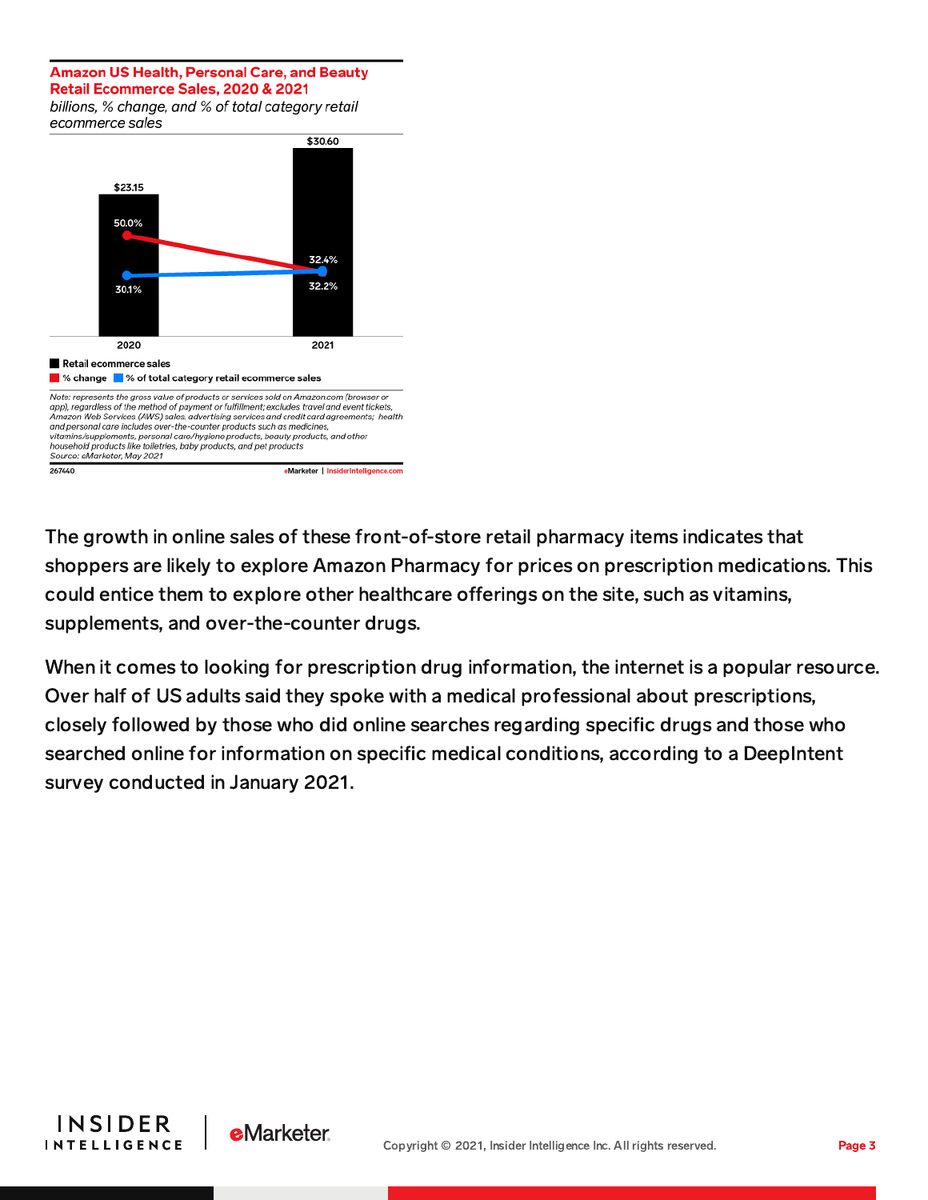**Amazon US Health, Personal Care, and Beauty Retail Ecommerce Sales, 2020 & 2021**

*billions, % change, and % of total category retail ecommerce sales*

| | 2020 | 2021 |
|---|---|---|
| Retail ecommerce sales | $23.15 | $30.60 |
| % change | 50.0% | 32.2% |
| % of total category retail ecommerce sales | 30.1% | 32.4% |

*Note: represents the gross value of products or services sold on Amazon.com (browser or app), regardless of the method of payment or fulfillment; excludes travel and event tickets, Amazon Web Services (AWS) sales, advertising services and credit card agreements; health and personal care includes over-the-counter products such as medicines, vitamins/supplements, personal care/hygiene products, beauty products, and other household products like toiletries, baby products, and pet products*
*Source: eMarketer, May 2021*

267440 eMarketer | InsiderIntelligence.com

The growth in online sales of these front-of-store retail pharmacy items indicates that shoppers are likely to explore Amazon Pharmacy for prices on prescription medications. This could entice them to explore other healthcare offerings on the site, such as vitamins, supplements, and over-the-counter drugs.

When it comes to looking for prescription drug information, the internet is a popular resource. Over half of US adults said they spoke with a medical professional about prescriptions, closely followed by those who did online searches regarding specific drugs and those who searched online for information on specific medical conditions, according to a DeepIntent survey conducted in January 2021.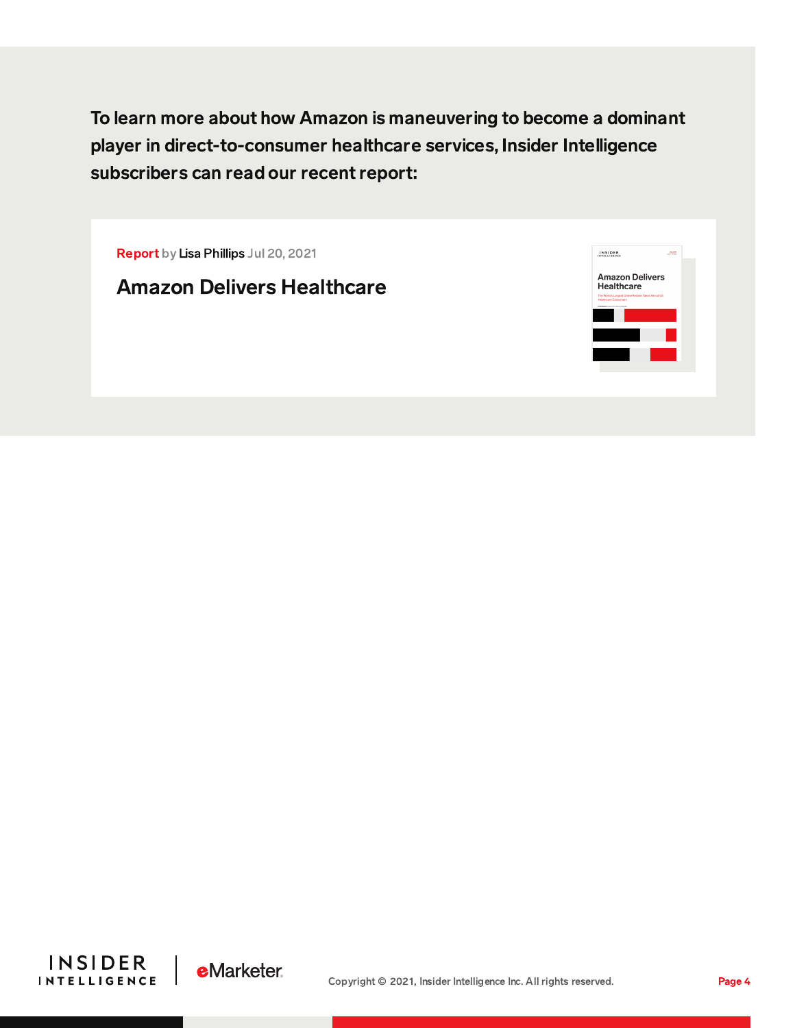**To learn more about how Amazon is maneuvering to become a dominant player in direct-to-consumer healthcare services, Insider Intelligence subscribers can read our recent report:**

Report by Lisa Phillips Jul 20, 2021

## Amazon Delivers Healthcare